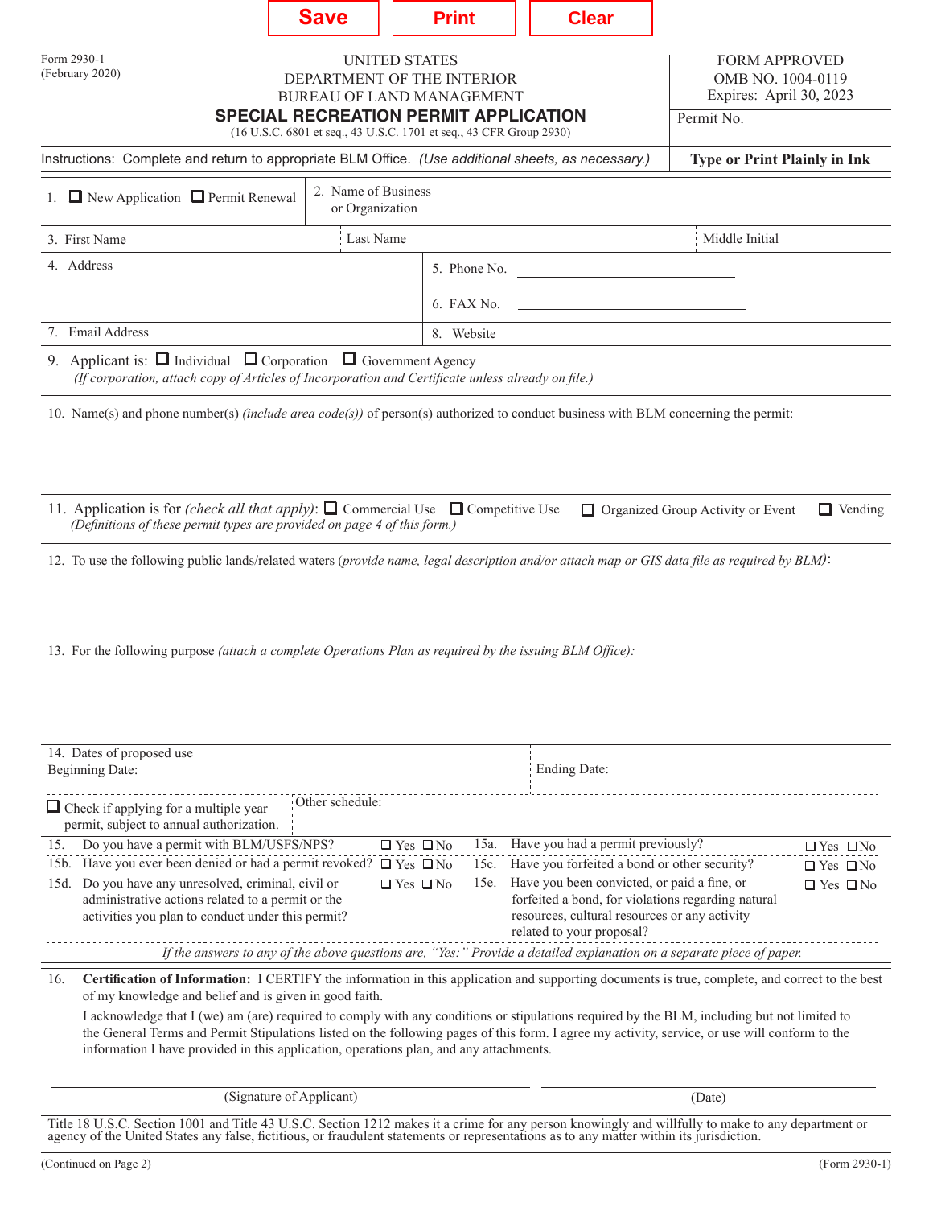Save | Print | Clear

Form 2930-1
(February 2020)

UNITED STATES
DEPARTMENT OF THE INTERIOR
BUREAU OF LAND MANAGEMENT

# SPECIAL RECREATION PERMIT APPLICATION

(16 U.S.C. 6801 et seq., 43 U.S.C. 1701 et seq., 43 CFR Group 2930)

FORM APPROVED
OMB NO. 1004-0119
Expires: April 30, 2023

Permit No.

Instructions: Complete and return to appropriate BLM Office. *(Use additional sheets, as necessary.)*

**Type or Print Plainly in Ink**

1. ☐ New Application ☐ Permit Renewal

2. Name of Business or Organization

3. First Name | Last Name | Middle Initial

4. Address

5. Phone No.

6. FAX No.

7. Email Address

8. Website

9. Applicant is: ☐ Individual ☐ Corporation ☐ Government Agency
*(If corporation, attach copy of Articles of Incorporation and Certificate unless already on file.)*

10. Name(s) and phone number(s) *(include area code(s))* of person(s) authorized to conduct business with BLM concerning the permit:

11. Application is for *(check all that apply)*: ☐ Commercial Use ☐ Competitive Use ☐ Organized Group Activity or Event ☐ Vending
*(Definitions of these permit types are provided on page 4 of this form.)*

12. To use the following public lands/related waters (*provide name, legal description and/or attach map or GIS data file as required by BLM)*:

13. For the following purpose *(attach a complete Operations Plan as required by the issuing BLM Office)*:

14. Dates of proposed use
Beginning Date: | Ending Date:

☐ Check if applying for a multiple year permit, subject to annual authorization.

Other schedule:

| | | | | | |
|---|---|---|---|---|---|
| 15. | Do you have a permit with BLM/USFS/NPS? | ☐ Yes ☐ No | 15a. | Have you had a permit previously? | ☐ Yes ☐ No |
| 15b. | Have you ever been denied or had a permit revoked? | ☐ Yes ☐ No | 15c. | Have you forfeited a bond or other security? | ☐ Yes ☐ No |
| 15d. | Do you have any unresolved, criminal, civil or administrative actions related to a permit or the activities you plan to conduct under this permit? | ☐ Yes ☐ No | 15e. | Have you been convicted, or paid a fine, or forfeited a bond, for violations regarding natural resources, cultural resources or any activity related to your proposal? | ☐ Yes ☐ No |

*If the answers to any of the above questions are, "Yes:" Provide a detailed explanation on a separate piece of paper.*

16. **Certification of Information:** I CERTIFY the information in this application and supporting documents is true, complete, and correct to the best of my knowledge and belief and is given in good faith.

I acknowledge that I (we) am (are) required to comply with any conditions or stipulations required by the BLM, including but not limited to the General Terms and Permit Stipulations listed on the following pages of this form. I agree my activity, service, or use will conform to the information I have provided in this application, operations plan, and any attachments.

(Signature of Applicant) | (Date)

Title 18 U.S.C. Section 1001 and Title 43 U.S.C. Section 1212 makes it a crime for any person knowingly and willfully to make to any department or agency of the United States any false, fictitious, or fraudulent statements or representations as to any matter within its jurisdiction.

(Continued on Page 2) (Form 2930-1)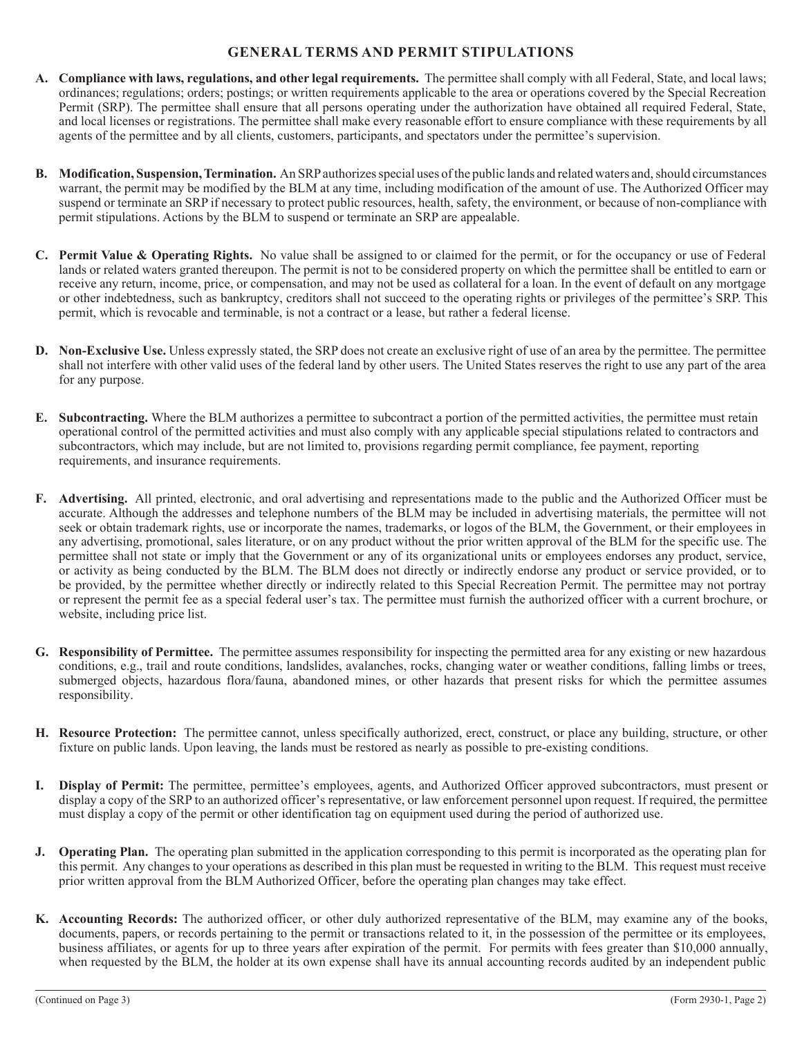## GENERAL TERMS AND PERMIT STIPULATIONS

**A. Compliance with laws, regulations, and other legal requirements.** The permittee shall comply with all Federal, State, and local laws; ordinances; regulations; orders; postings; or written requirements applicable to the area or operations covered by the Special Recreation Permit (SRP). The permittee shall ensure that all persons operating under the authorization have obtained all required Federal, State, and local licenses or registrations. The permittee shall make every reasonable effort to ensure compliance with these requirements by all agents of the permittee and by all clients, customers, participants, and spectators under the permittee's supervision.

**B. Modification, Suspension, Termination.** An SRP authorizes special uses of the public lands and related waters and, should circumstances warrant, the permit may be modified by the BLM at any time, including modification of the amount of use. The Authorized Officer may suspend or terminate an SRP if necessary to protect public resources, health, safety, the environment, or because of non-compliance with permit stipulations. Actions by the BLM to suspend or terminate an SRP are appealable.

**C. Permit Value & Operating Rights.** No value shall be assigned to or claimed for the permit, or for the occupancy or use of Federal lands or related waters granted thereupon. The permit is not to be considered property on which the permittee shall be entitled to earn or receive any return, income, price, or compensation, and may not be used as collateral for a loan. In the event of default on any mortgage or other indebtedness, such as bankruptcy, creditors shall not succeed to the operating rights or privileges of the permittee's SRP. This permit, which is revocable and terminable, is not a contract or a lease, but rather a federal license.

**D. Non-Exclusive Use.** Unless expressly stated, the SRP does not create an exclusive right of use of an area by the permittee. The permittee shall not interfere with other valid uses of the federal land by other users. The United States reserves the right to use any part of the area for any purpose.

**E. Subcontracting.** Where the BLM authorizes a permittee to subcontract a portion of the permitted activities, the permittee must retain operational control of the permitted activities and must also comply with any applicable special stipulations related to contractors and subcontractors, which may include, but are not limited to, provisions regarding permit compliance, fee payment, reporting requirements, and insurance requirements.

**F. Advertising.** All printed, electronic, and oral advertising and representations made to the public and the Authorized Officer must be accurate. Although the addresses and telephone numbers of the BLM may be included in advertising materials, the permittee will not seek or obtain trademark rights, use or incorporate the names, trademarks, or logos of the BLM, the Government, or their employees in any advertising, promotional, sales literature, or on any product without the prior written approval of the BLM for the specific use. The permittee shall not state or imply that the Government or any of its organizational units or employees endorses any product, service, or activity as being conducted by the BLM. The BLM does not directly or indirectly endorse any product or service provided, or to be provided, by the permittee whether directly or indirectly related to this Special Recreation Permit. The permittee may not portray or represent the permit fee as a special federal user's tax. The permittee must furnish the authorized officer with a current brochure, or website, including price list.

**G. Responsibility of Permittee.** The permittee assumes responsibility for inspecting the permitted area for any existing or new hazardous conditions, e.g., trail and route conditions, landslides, avalanches, rocks, changing water or weather conditions, falling limbs or trees, submerged objects, hazardous flora/fauna, abandoned mines, or other hazards that present risks for which the permittee assumes responsibility.

**H. Resource Protection:** The permittee cannot, unless specifically authorized, erect, construct, or place any building, structure, or other fixture on public lands. Upon leaving, the lands must be restored as nearly as possible to pre-existing conditions.

**I. Display of Permit:** The permittee, permittee's employees, agents, and Authorized Officer approved subcontractors, must present or display a copy of the SRP to an authorized officer's representative, or law enforcement personnel upon request. If required, the permittee must display a copy of the permit or other identification tag on equipment used during the period of authorized use.

**J. Operating Plan.** The operating plan submitted in the application corresponding to this permit is incorporated as the operating plan for this permit. Any changes to your operations as described in this plan must be requested in writing to the BLM. This request must receive prior written approval from the BLM Authorized Officer, before the operating plan changes may take effect.

**K. Accounting Records:** The authorized officer, or other duly authorized representative of the BLM, may examine any of the books, documents, papers, or records pertaining to the permit or transactions related to it, in the possession of the permittee or its employees, business affiliates, or agents for up to three years after expiration of the permit. For permits with fees greater than $10,000 annually, when requested by the BLM, the holder at its own expense shall have its annual accounting records audited by an independent public

(Continued on Page 3)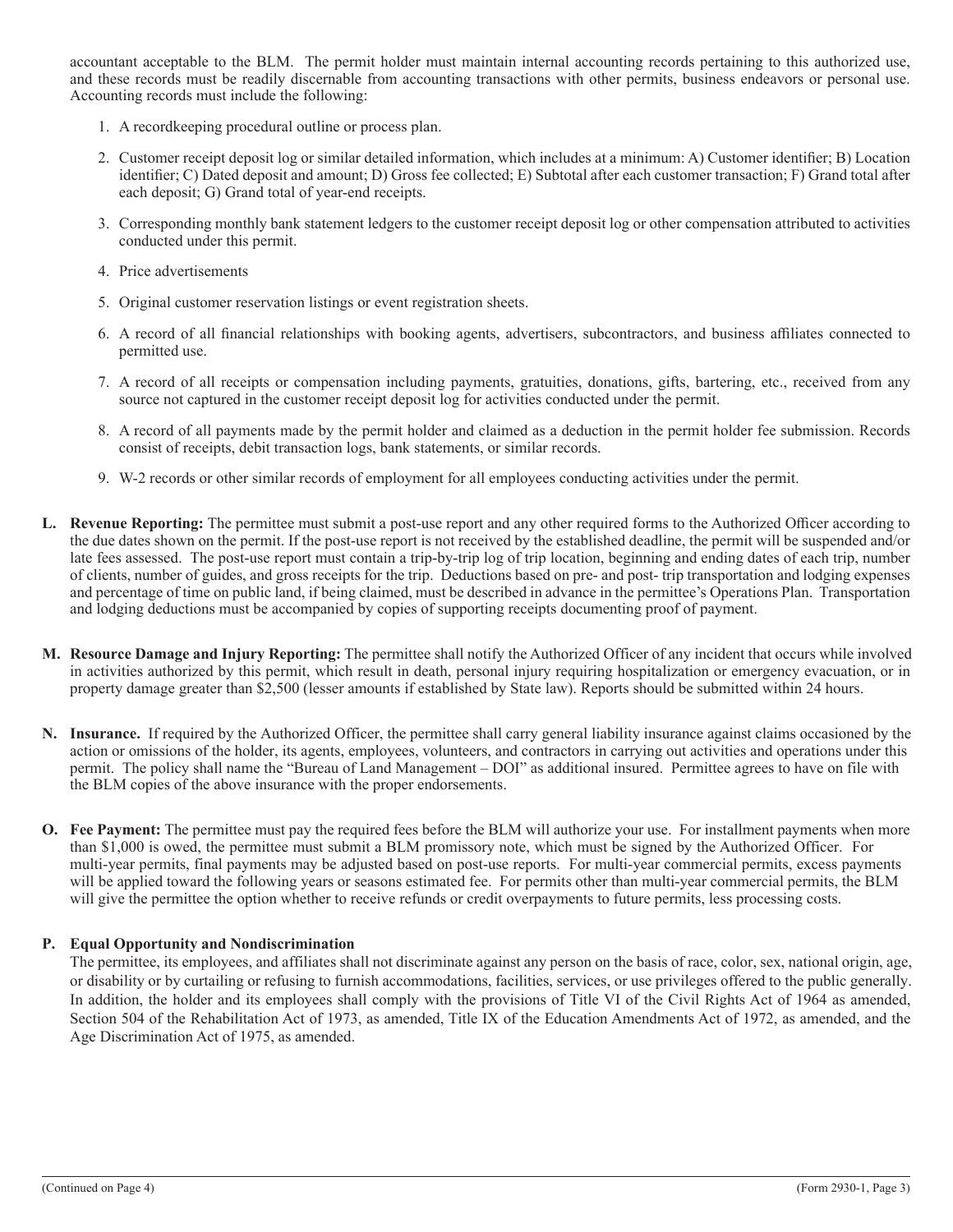accountant acceptable to the BLM. The permit holder must maintain internal accounting records pertaining to this authorized use, and these records must be readily discernable from accounting transactions with other permits, business endeavors or personal use. Accounting records must include the following:

1. A recordkeeping procedural outline or process plan.
2. Customer receipt deposit log or similar detailed information, which includes at a minimum: A) Customer identifier; B) Location identifier; C) Dated deposit and amount; D) Gross fee collected; E) Subtotal after each customer transaction; F) Grand total after each deposit; G) Grand total of year-end receipts.
3. Corresponding monthly bank statement ledgers to the customer receipt deposit log or other compensation attributed to activities conducted under this permit.
4. Price advertisements
5. Original customer reservation listings or event registration sheets.
6. A record of all financial relationships with booking agents, advertisers, subcontractors, and business affiliates connected to permitted use.
7. A record of all receipts or compensation including payments, gratuities, donations, gifts, bartering, etc., received from any source not captured in the customer receipt deposit log for activities conducted under the permit.
8. A record of all payments made by the permit holder and claimed as a deduction in the permit holder fee submission. Records consist of receipts, debit transaction logs, bank statements, or similar records.
9. W-2 records or other similar records of employment for all employees conducting activities under the permit.

**L. Revenue Reporting:** The permittee must submit a post-use report and any other required forms to the Authorized Officer according to the due dates shown on the permit. If the post-use report is not received by the established deadline, the permit will be suspended and/or late fees assessed. The post-use report must contain a trip-by-trip log of trip location, beginning and ending dates of each trip, number of clients, number of guides, and gross receipts for the trip. Deductions based on pre- and post- trip transportation and lodging expenses and percentage of time on public land, if being claimed, must be described in advance in the permittee's Operations Plan. Transportation and lodging deductions must be accompanied by copies of supporting receipts documenting proof of payment.

**M. Resource Damage and Injury Reporting:** The permittee shall notify the Authorized Officer of any incident that occurs while involved in activities authorized by this permit, which result in death, personal injury requiring hospitalization or emergency evacuation, or in property damage greater than $2,500 (lesser amounts if established by State law). Reports should be submitted within 24 hours.

**N. Insurance.** If required by the Authorized Officer, the permittee shall carry general liability insurance against claims occasioned by the action or omissions of the holder, its agents, employees, volunteers, and contractors in carrying out activities and operations under this permit. The policy shall name the "Bureau of Land Management – DOI" as additional insured. Permittee agrees to have on file with the BLM copies of the above insurance with the proper endorsements.

**O. Fee Payment:** The permittee must pay the required fees before the BLM will authorize your use. For installment payments when more than $1,000 is owed, the permittee must submit a BLM promissory note, which must be signed by the Authorized Officer. For multi-year permits, final payments may be adjusted based on post-use reports. For multi-year commercial permits, excess payments will be applied toward the following years or seasons estimated fee. For permits other than multi-year commercial permits, the BLM will give the permittee the option whether to receive refunds or credit overpayments to future permits, less processing costs.

**P. Equal Opportunity and Nondiscrimination**

The permittee, its employees, and affiliates shall not discriminate against any person on the basis of race, color, sex, national origin, age, or disability or by curtailing or refusing to furnish accommodations, facilities, services, or use privileges offered to the public generally. In addition, the holder and its employees shall comply with the provisions of Title VI of the Civil Rights Act of 1964 as amended, Section 504 of the Rehabilitation Act of 1973, as amended, Title IX of the Education Amendments Act of 1972, as amended, and the Age Discrimination Act of 1975, as amended.

(Continued on Page 4)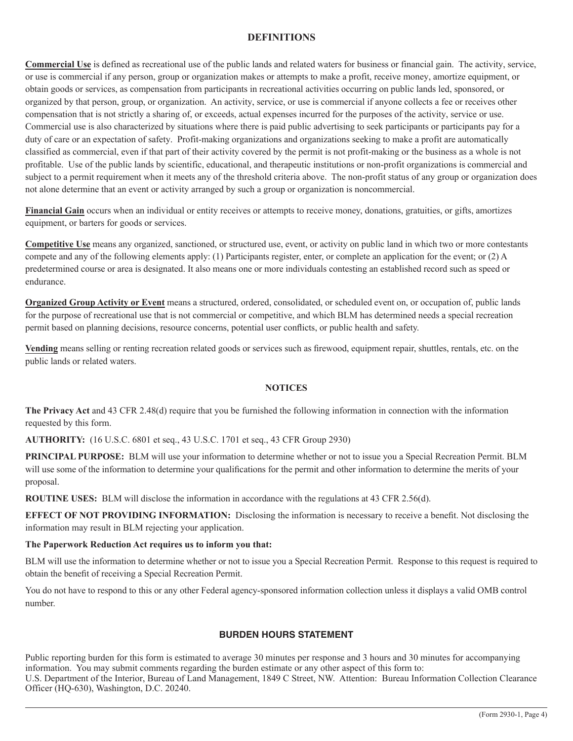## DEFINITIONS

**Commercial Use** is defined as recreational use of the public lands and related waters for business or financial gain. The activity, service, or use is commercial if any person, group or organization makes or attempts to make a profit, receive money, amortize equipment, or obtain goods or services, as compensation from participants in recreational activities occurring on public lands led, sponsored, or organized by that person, group, or organization. An activity, service, or use is commercial if anyone collects a fee or receives other compensation that is not strictly a sharing of, or exceeds, actual expenses incurred for the purposes of the activity, service or use. Commercial use is also characterized by situations where there is paid public advertising to seek participants or participants pay for a duty of care or an expectation of safety. Profit-making organizations and organizations seeking to make a profit are automatically classified as commercial, even if that part of their activity covered by the permit is not profit-making or the business as a whole is not profitable. Use of the public lands by scientific, educational, and therapeutic institutions or non-profit organizations is commercial and subject to a permit requirement when it meets any of the threshold criteria above. The non-profit status of any group or organization does not alone determine that an event or activity arranged by such a group or organization is noncommercial.

**Financial Gain** occurs when an individual or entity receives or attempts to receive money, donations, gratuities, or gifts, amortizes equipment, or barters for goods or services.

**Competitive Use** means any organized, sanctioned, or structured use, event, or activity on public land in which two or more contestants compete and any of the following elements apply: (1) Participants register, enter, or complete an application for the event; or (2) A predetermined course or area is designated. It also means one or more individuals contesting an established record such as speed or endurance.

**Organized Group Activity or Event** means a structured, ordered, consolidated, or scheduled event on, or occupation of, public lands for the purpose of recreational use that is not commercial or competitive, and which BLM has determined needs a special recreation permit based on planning decisions, resource concerns, potential user conflicts, or public health and safety.

**Vending** means selling or renting recreation related goods or services such as firewood, equipment repair, shuttles, rentals, etc. on the public lands or related waters.

## NOTICES

**The Privacy Act** and 43 CFR 2.48(d) require that you be furnished the following information in connection with the information requested by this form.

**AUTHORITY:** (16 U.S.C. 6801 et seq., 43 U.S.C. 1701 et seq., 43 CFR Group 2930)

**PRINCIPAL PURPOSE:** BLM will use your information to determine whether or not to issue you a Special Recreation Permit. BLM will use some of the information to determine your qualifications for the permit and other information to determine the merits of your proposal.

**ROUTINE USES:** BLM will disclose the information in accordance with the regulations at 43 CFR 2.56(d).

**EFFECT OF NOT PROVIDING INFORMATION:** Disclosing the information is necessary to receive a benefit. Not disclosing the information may result in BLM rejecting your application.

**The Paperwork Reduction Act requires us to inform you that:**

BLM will use the information to determine whether or not to issue you a Special Recreation Permit. Response to this request is required to obtain the benefit of receiving a Special Recreation Permit.

You do not have to respond to this or any other Federal agency-sponsored information collection unless it displays a valid OMB control number.

## BURDEN HOURS STATEMENT

Public reporting burden for this form is estimated to average 30 minutes per response and 3 hours and 30 minutes for accompanying information. You may submit comments regarding the burden estimate or any other aspect of this form to:
U.S. Department of the Interior, Bureau of Land Management, 1849 C Street, NW. Attention: Bureau Information Collection Clearance Officer (HQ-630), Washington, D.C. 20240.

(Form 2930-1, Page 4)